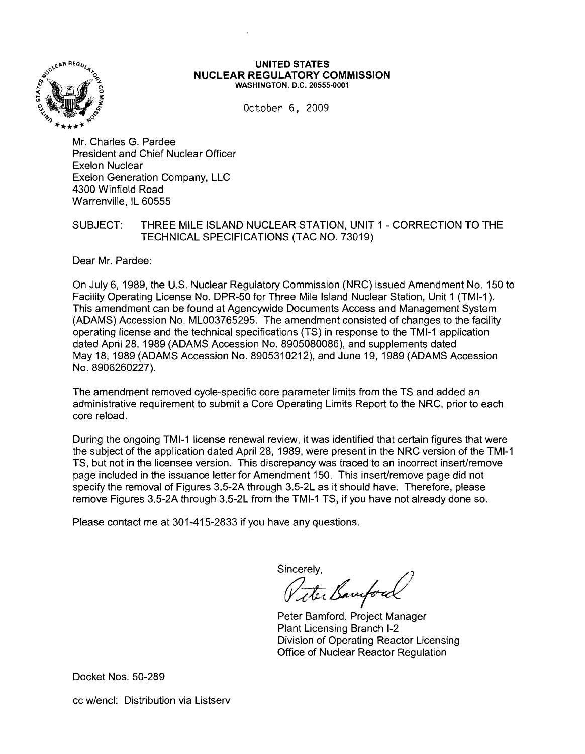**UNITED STATES**
**NUCLEAR REGULATORY COMMISSION**
WASHINGTON, D.C. 20555-0001

October 6, 2009

Mr. Charles G. Pardee
President and Chief Nuclear Officer
Exelon Nuclear
Exelon Generation Company, LLC
4300 Winfield Road
Warrenville, IL 60555

SUBJECT: THREE MILE ISLAND NUCLEAR STATION, UNIT 1 - CORRECTION TO THE TECHNICAL SPECIFICATIONS (TAC NO. 73019)

Dear Mr. Pardee:

On July 6, 1989, the U.S. Nuclear Regulatory Commission (NRC) issued Amendment No. 150 to Facility Operating License No. DPR-50 for Three Mile Island Nuclear Station, Unit 1 (TMI-1). This amendment can be found at Agencywide Documents Access and Management System (ADAMS) Accession No. ML003765295. The amendment consisted of changes to the facility operating license and the technical specifications (TS) in response to the TMI-1 application dated April 28, 1989 (ADAMS Accession No. 8905080086), and supplements dated May 18, 1989 (ADAMS Accession No. 8905310212), and June 19, 1989 (ADAMS Accession No. 8906260227).

The amendment removed cycle-specific core parameter limits from the TS and added an administrative requirement to submit a Core Operating Limits Report to the NRC, prior to each core reload.

During the ongoing TMI-1 license renewal review, it was identified that certain figures that were the subject of the application dated April 28, 1989, were present in the NRC version of the TMI-1 TS, but not in the licensee version. This discrepancy was traced to an incorrect insert/remove page included in the issuance letter for Amendment 150. This insert/remove page did not specify the removal of Figures 3.5-2A through 3.5-2L as it should have. Therefore, please remove Figures 3.5-2A through 3.5-2L from the TMI-1 TS, if you have not already done so.

Please contact me at 301-415-2833 if you have any questions.

Sincerely,

Peter Bamford

Peter Bamford, Project Manager
Plant Licensing Branch I-2
Division of Operating Reactor Licensing
Office of Nuclear Reactor Regulation

Docket Nos. 50-289

cc w/encl: Distribution via Listserv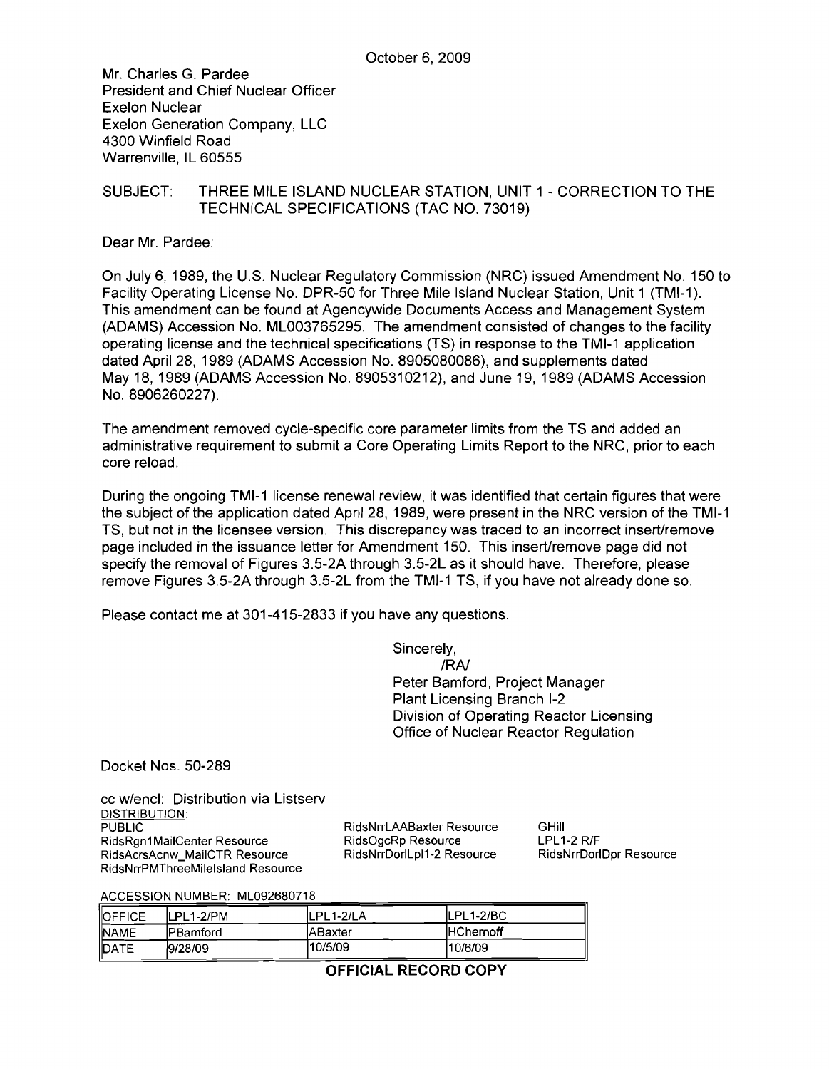October 6, 2009

Mr. Charles G. Pardee
President and Chief Nuclear Officer
Exelon Nuclear
Exelon Generation Company, LLC
4300 Winfield Road
Warrenville, IL 60555

SUBJECT: THREE MILE ISLAND NUCLEAR STATION, UNIT 1 - CORRECTION TO THE TECHNICAL SPECIFICATIONS (TAC NO. 73019)

Dear Mr. Pardee:

On July 6, 1989, the U.S. Nuclear Regulatory Commission (NRC) issued Amendment No. 150 to Facility Operating License No. DPR-50 for Three Mile Island Nuclear Station, Unit 1 (TMI-1). This amendment can be found at Agencywide Documents Access and Management System (ADAMS) Accession No. ML003765295. The amendment consisted of changes to the facility operating license and the technical specifications (TS) in response to the TMI-1 application dated April 28, 1989 (ADAMS Accession No. 8905080086), and supplements dated May 18, 1989 (ADAMS Accession No. 8905310212), and June 19, 1989 (ADAMS Accession No. 8906260227).

The amendment removed cycle-specific core parameter limits from the TS and added an administrative requirement to submit a Core Operating Limits Report to the NRC, prior to each core reload.

During the ongoing TMI-1 license renewal review, it was identified that certain figures that were the subject of the application dated April 28, 1989, were present in the NRC version of the TMI-1 TS, but not in the licensee version. This discrepancy was traced to an incorrect insert/remove page included in the issuance letter for Amendment 150. This insert/remove page did not specify the removal of Figures 3.5-2A through 3.5-2L as it should have. Therefore, please remove Figures 3.5-2A through 3.5-2L from the TMI-1 TS, if you have not already done so.

Please contact me at 301-415-2833 if you have any questions.

Sincerely,
/RA/
Peter Bamford, Project Manager
Plant Licensing Branch I-2
Division of Operating Reactor Licensing
Office of Nuclear Reactor Regulation

Docket Nos. 50-289

cc w/encl: Distribution via Listserv

DISTRIBUTION:
PUBLIC
RidsRgn1MailCenter Resource
RidsAcrsAcnw_MailCTR Resource
RidsNrrPMThreeMileIsland Resource
RidsNrrLAABaxter Resource
RidsOgcRp Resource
RidsNrrDorlLpl1-2 Resource
GHill
LPL1-2 R/F
RidsNrrDorlDpr Resource

ACCESSION NUMBER: ML092680718

| OFFICE | LPL1-2/PM | LPL1-2/LA | LPL1-2/BC |
|---|---|---|---|
| NAME | PBamford | ABaxter | HChernoff |
| DATE | 9/28/09 | 10/5/09 | 10/6/09 |

**OFFICIAL RECORD COPY**